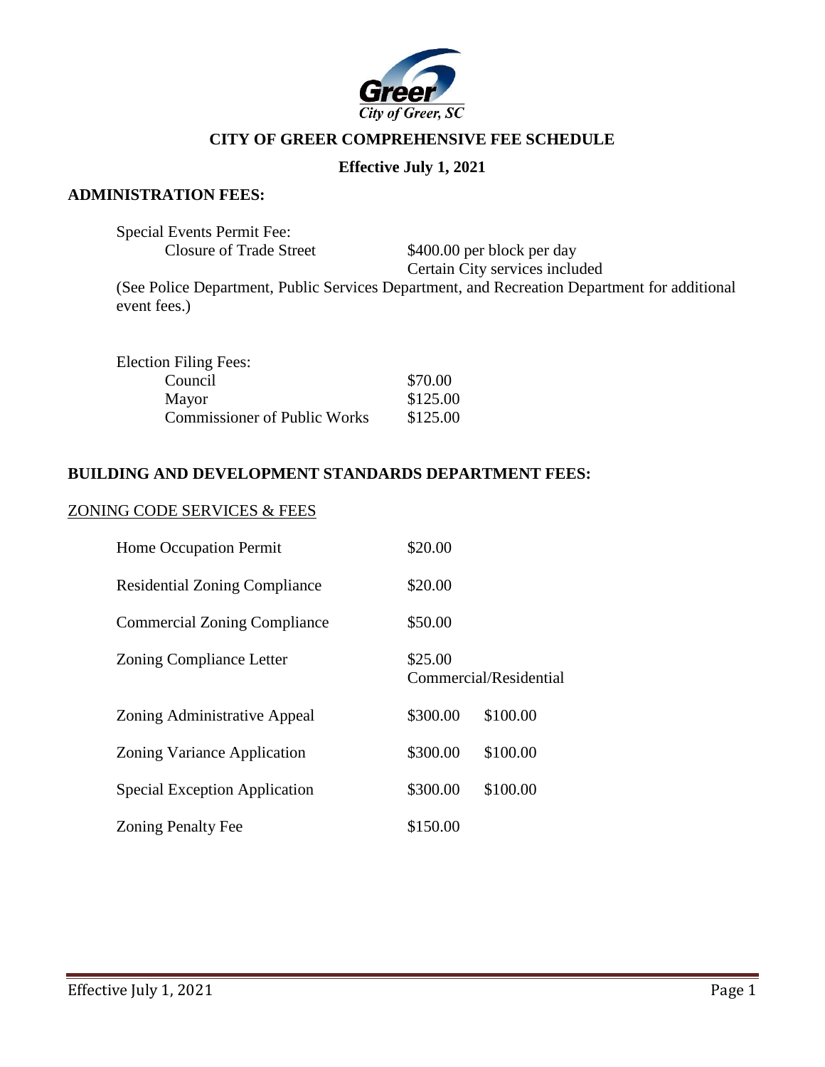# CITY OF GREER COMPREHENSIVE FEE SCHEDULE

**Effective July 1, 2021**

## ADMINISTRATION FEES:

Special Events Permit Fee:

| | |
|---|---|
| Closure of Trade Street | $400.00 per block per day<br>Certain City services included |

(See Police Department, Public Services Department, and Recreation Department for additional event fees.)

Election Filing Fees:

| | |
|---|---|
| Council | $70.00 |
| Mayor | $125.00 |
| Commissioner of Public Works | $125.00 |

## BUILDING AND DEVELOPMENT STANDARDS DEPARTMENT FEES:

ZONING CODE SERVICES & FEES

| | | |
|---|---|---|
| Home Occupation Permit | $20.00 | |
| Residential Zoning Compliance | $20.00 | |
| Commercial Zoning Compliance | $50.00 | |
| Zoning Compliance Letter | $25.00<br>Commercial/Residential | |
| Zoning Administrative Appeal | $300.00 | $100.00 |
| Zoning Variance Application | $300.00 | $100.00 |
| Special Exception Application | $300.00 | $100.00 |
| Zoning Penalty Fee | $150.00 | |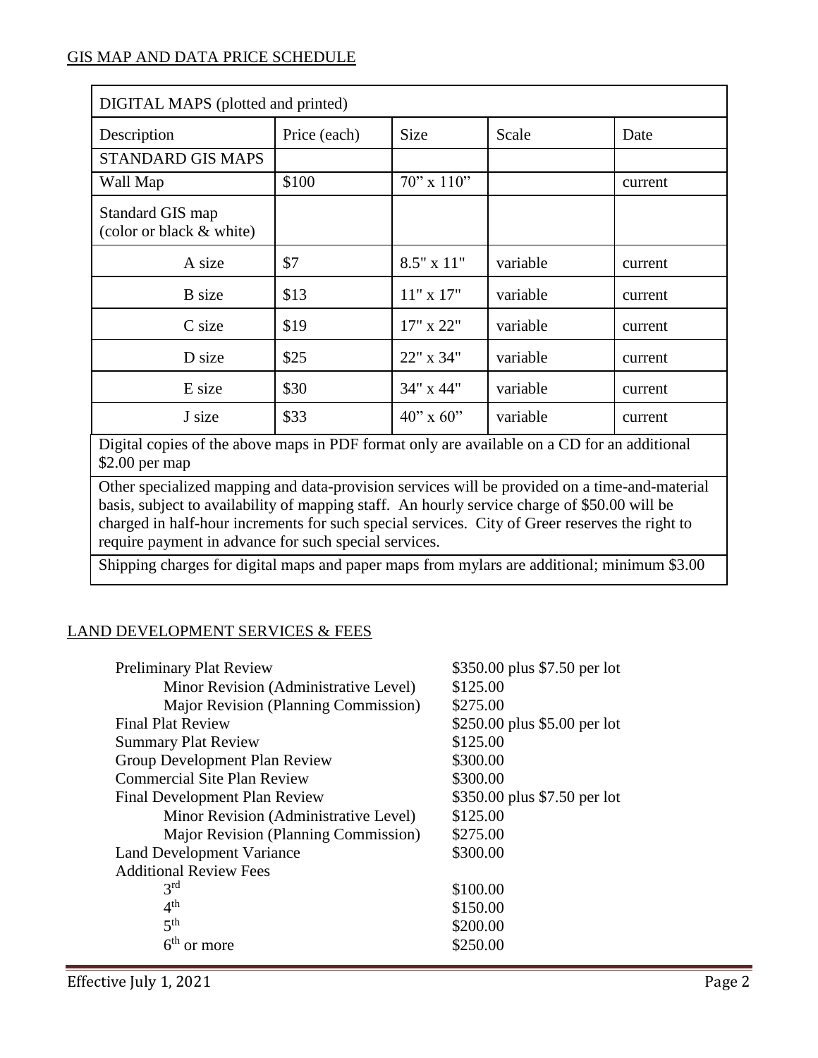## GIS MAP AND DATA PRICE SCHEDULE

| DIGITAL MAPS (plotted and printed) | | | | |
|---|---|---|---|---|
| Description | Price (each) | Size | Scale | Date |
| STANDARD GIS MAPS | | | | |
| Wall Map | $100 | 70" x 110" | | current |
| Standard GIS map (color or black & white) | | | | |
| A size | $7 | 8.5" x 11" | variable | current |
| B size | $13 | 11" x 17" | variable | current |
| C size | $19 | 17" x 22" | variable | current |
| D size | $25 | 22" x 34" | variable | current |
| E size | $30 | 34" x 44" | variable | current |
| J size | $33 | 40" x 60" | variable | current |
| Digital copies of the above maps in PDF format only are available on a CD for an additional $2.00 per map | | | | |
| Other specialized mapping and data-provision services will be provided on a time-and-material basis, subject to availability of mapping staff. An hourly service charge of $50.00 will be charged in half-hour increments for such special services. City of Greer reserves the right to require payment in advance for such special services. | | | | |
| Shipping charges for digital maps and paper maps from mylars are additional; minimum $3.00 | | | | |

## LAND DEVELOPMENT SERVICES & FEES

| Service | Fee |
|---|---|
| Preliminary Plat Review | $350.00 plus $7.50 per lot |
| Minor Revision (Administrative Level) | $125.00 |
| Major Revision (Planning Commission) | $275.00 |
| Final Plat Review | $250.00 plus $5.00 per lot |
| Summary Plat Review | $125.00 |
| Group Development Plan Review | $300.00 |
| Commercial Site Plan Review | $300.00 |
| Final Development Plan Review | $350.00 plus $7.50 per lot |
| Minor Revision (Administrative Level) | $125.00 |
| Major Revision (Planning Commission) | $275.00 |
| Land Development Variance | $300.00 |
| Additional Review Fees | |
| 3rd | $100.00 |
| 4th | $150.00 |
| 5th | $200.00 |
| 6th or more | $250.00 |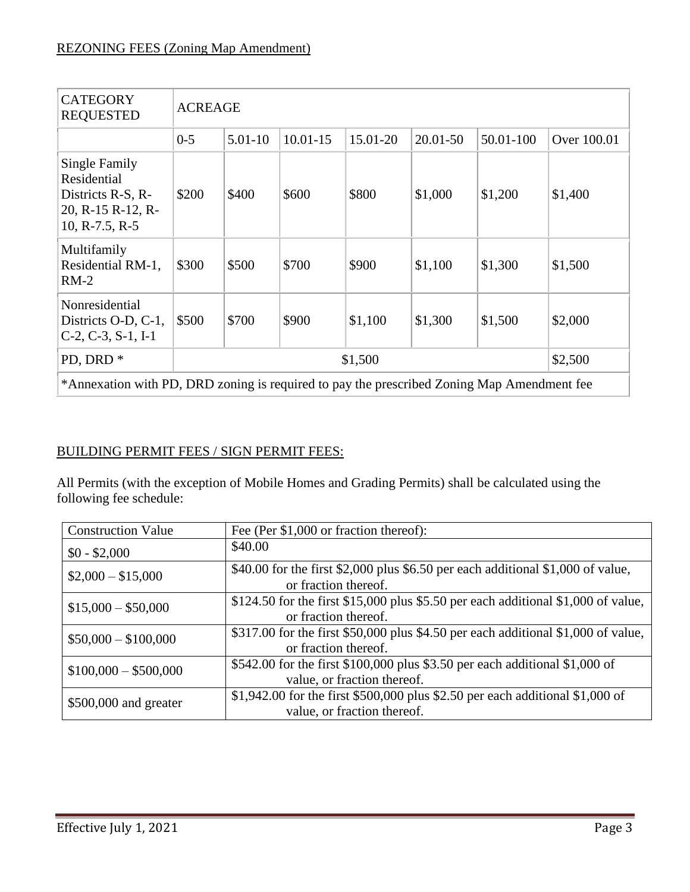## REZONING FEES (Zoning Map Amendment)

| CATEGORY REQUESTED | ACREAGE | | | | | | |
|---|---|---|---|---|---|---|---|
| | 0-5 | 5.01-10 | 10.01-15 | 15.01-20 | 20.01-50 | 50.01-100 | Over 100.01 |
| Single Family Residential Districts R-S, R-20, R-15 R-12, R-10, R-7.5, R-5 | $200 | $400 | $600 | $800 | $1,000 | $1,200 | $1,400 |
| Multifamily Residential RM-1, RM-2 | $300 | $500 | $700 | $900 | $1,100 | $1,300 | $1,500 |
| Nonresidential Districts O-D, C-1, C-2, C-3, S-1, I-1 | $500 | $700 | $900 | $1,100 | $1,300 | $1,500 | $2,000 |
| PD, DRD * | $1,500 | | | | | | $2,500 |
| *Annexation with PD, DRD zoning is required to pay the prescribed Zoning Map Amendment fee | | | | | | | |

## BUILDING PERMIT FEES / SIGN PERMIT FEES:

All Permits (with the exception of Mobile Homes and Grading Permits) shall be calculated using the following fee schedule:

| Construction Value | Fee (Per $1,000 or fraction thereof): |
|---|---|
| $0 - $2,000 | $40.00 |
| $2,000 – $15,000 | $40.00 for the first $2,000 plus $6.50 per each additional $1,000 of value, or fraction thereof. |
| $15,000 – $50,000 | $124.50 for the first $15,000 plus $5.50 per each additional $1,000 of value, or fraction thereof. |
| $50,000 – $100,000 | $317.00 for the first $50,000 plus $4.50 per each additional $1,000 of value, or fraction thereof. |
| $100,000 – $500,000 | $542.00 for the first $100,000 plus $3.50 per each additional $1,000 of value, or fraction thereof. |
| $500,000 and greater | $1,942.00 for the first $500,000 plus $2.50 per each additional $1,000 of value, or fraction thereof. |

Effective July 1, 2021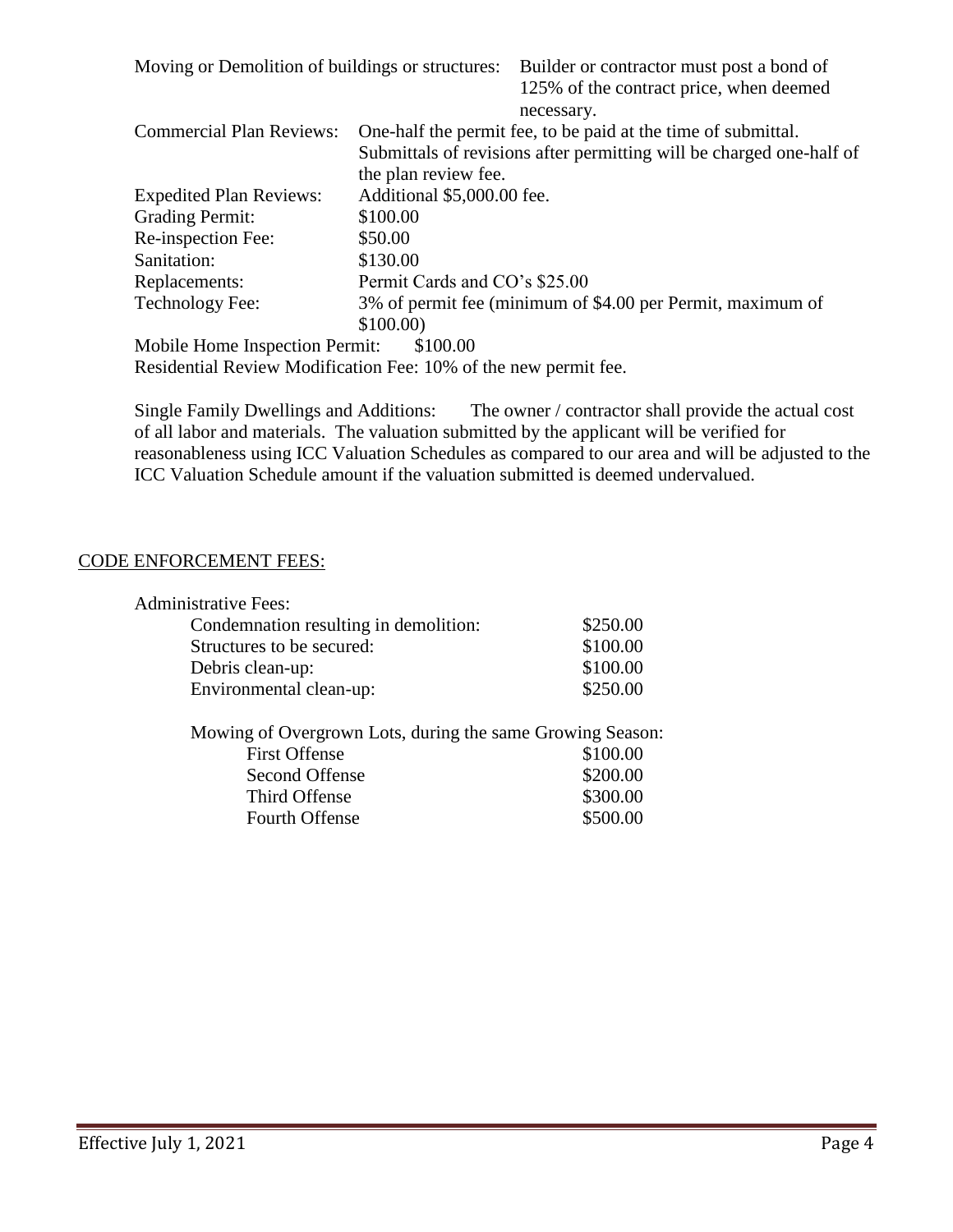| | |
|---|---|
| Moving or Demolition of buildings or structures: | Builder or contractor must post a bond of 125% of the contract price, when deemed necessary. |
| Commercial Plan Reviews: | One-half the permit fee, to be paid at the time of submittal. Submittals of revisions after permitting will be charged one-half of the plan review fee. |
| Expedited Plan Reviews: | Additional $5,000.00 fee. |
| Grading Permit: | $100.00 |
| Re-inspection Fee: | $50.00 |
| Sanitation: | $130.00 |
| Replacements: | Permit Cards and CO's $25.00 |
| Technology Fee: | 3% of permit fee (minimum of $4.00 per Permit, maximum of $100.00) |

Mobile Home Inspection Permit: $100.00

Residential Review Modification Fee: 10% of the new permit fee.

Single Family Dwellings and Additions: The owner / contractor shall provide the actual cost of all labor and materials. The valuation submitted by the applicant will be verified for reasonableness using ICC Valuation Schedules as compared to our area and will be adjusted to the ICC Valuation Schedule amount if the valuation submitted is deemed undervalued.

## CODE ENFORCEMENT FEES:

Administrative Fees:

| | |
|---|---|
| Condemnation resulting in demolition: | $250.00 |
| Structures to be secured: | $100.00 |
| Debris clean-up: | $100.00 |
| Environmental clean-up: | $250.00 |

Mowing of Overgrown Lots, during the same Growing Season:

| | |
|---|---|
| First Offense | $100.00 |
| Second Offense | $200.00 |
| Third Offense | $300.00 |
| Fourth Offense | $500.00 |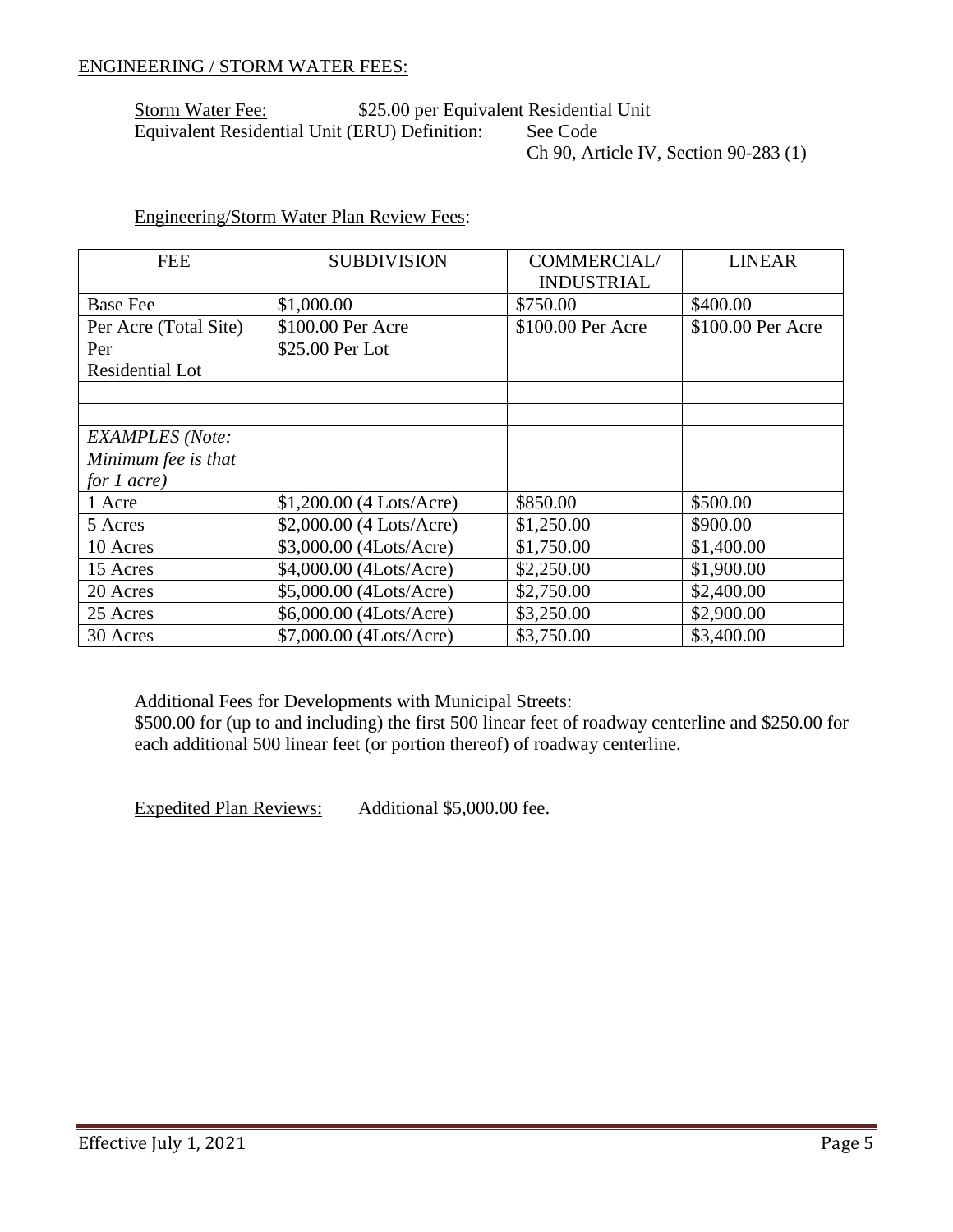## ENGINEERING / STORM WATER FEES:

Storm Water Fee: $25.00 per Equivalent Residential Unit
Equivalent Residential Unit (ERU) Definition: See Code Ch 90, Article IV, Section 90-283 (1)

Engineering/Storm Water Plan Review Fees:

| FEE | SUBDIVISION | COMMERCIAL/ INDUSTRIAL | LINEAR |
|---|---|---|---|
| Base Fee | $1,000.00 | $750.00 | $400.00 |
| Per Acre (Total Site) | $100.00 Per Acre | $100.00 Per Acre | $100.00 Per Acre |
| Per Residential Lot | $25.00 Per Lot | | |
| | | | |
| | | | |
| *EXAMPLES (Note: Minimum fee is that for 1 acre)* | | | |
| 1 Acre | $1,200.00 (4 Lots/Acre) | $850.00 | $500.00 |
| 5 Acres | $2,000.00 (4 Lots/Acre) | $1,250.00 | $900.00 |
| 10 Acres | $3,000.00 (4Lots/Acre) | $1,750.00 | $1,400.00 |
| 15 Acres | $4,000.00 (4Lots/Acre) | $2,250.00 | $1,900.00 |
| 20 Acres | $5,000.00 (4Lots/Acre) | $2,750.00 | $2,400.00 |
| 25 Acres | $6,000.00 (4Lots/Acre) | $3,250.00 | $2,900.00 |
| 30 Acres | $7,000.00 (4Lots/Acre) | $3,750.00 | $3,400.00 |

Additional Fees for Developments with Municipal Streets:
$500.00 for (up to and including) the first 500 linear feet of roadway centerline and $250.00 for each additional 500 linear feet (or portion thereof) of roadway centerline.

Expedited Plan Reviews: Additional $5,000.00 fee.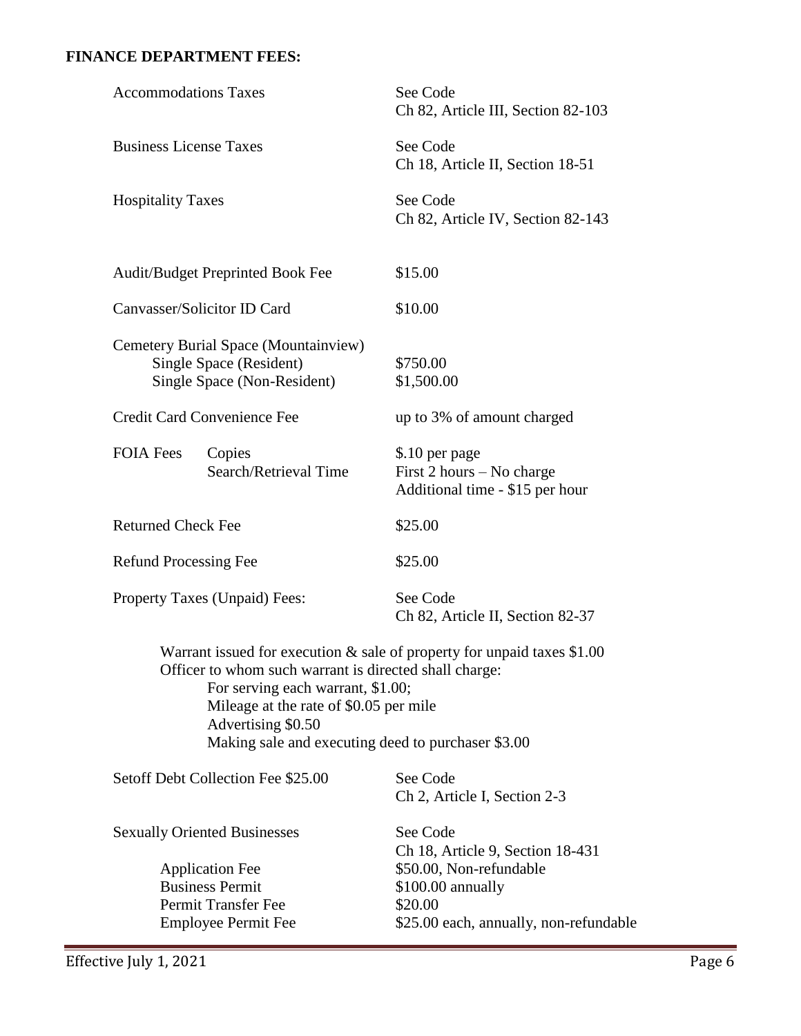**FINANCE DEPARTMENT FEES:**

| | |
|---|---|
| Accommodations Taxes | See Code<br>Ch 82, Article III, Section 82-103 |
| Business License Taxes | See Code<br>Ch 18, Article II, Section 18-51 |
| Hospitality Taxes | See Code<br>Ch 82, Article IV, Section 82-143 |
| Audit/Budget Preprinted Book Fee | $15.00 |
| Canvasser/Solicitor ID Card | $10.00 |
| Cemetery Burial Space (Mountainview) | |
| Single Space (Resident) | $750.00 |
| Single Space (Non-Resident) | $1,500.00 |
| Credit Card Convenience Fee | up to 3% of amount charged |
| FOIA Fees — Copies | $.10 per page |
| Search/Retrieval Time | First 2 hours – No charge<br>Additional time - $15 per hour |
| Returned Check Fee | $25.00 |
| Refund Processing Fee | $25.00 |
| Property Taxes (Unpaid) Fees: | See Code<br>Ch 82, Article II, Section 82-37 |

Warrant issued for execution & sale of property for unpaid taxes $1.00
Officer to whom such warrant is directed shall charge:

- For serving each warrant, $1.00;
- Mileage at the rate of $0.05 per mile
- Advertising $0.50
- Making sale and executing deed to purchaser $3.00

| | |
|---|---|
| Setoff Debt Collection Fee $25.00 | See Code<br>Ch 2, Article I, Section 2-3 |
| Sexually Oriented Businesses | See Code<br>Ch 18, Article 9, Section 18-431 |
| Application Fee | $50.00, Non-refundable |
| Business Permit | $100.00 annually |
| Permit Transfer Fee | $20.00 |
| Employee Permit Fee | $25.00 each, annually, non-refundable |

Effective July 1, 2021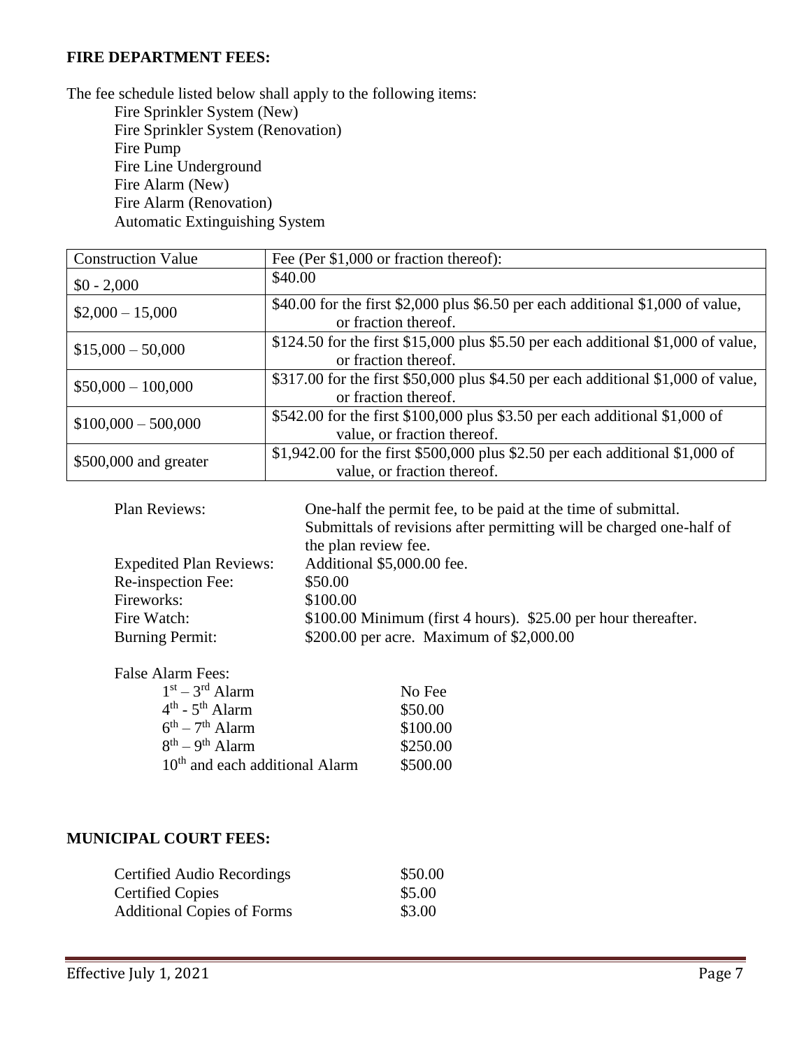**FIRE DEPARTMENT FEES:**

The fee schedule listed below shall apply to the following items:

- Fire Sprinkler System (New)
- Fire Sprinkler System (Renovation)
- Fire Pump
- Fire Line Underground
- Fire Alarm (New)
- Fire Alarm (Renovation)
- Automatic Extinguishing System

| Construction Value | Fee (Per $1,000 or fraction thereof): |
|---|---|
| $0 - 2,000 | $40.00 |
| $2,000 – 15,000 | $40.00 for the first $2,000 plus $6.50 per each additional $1,000 of value, or fraction thereof. |
| $15,000 – 50,000 | $124.50 for the first $15,000 plus $5.50 per each additional $1,000 of value, or fraction thereof. |
| $50,000 – 100,000 | $317.00 for the first $50,000 plus $4.50 per each additional $1,000 of value, or fraction thereof. |
| $100,000 – 500,000 | $542.00 for the first $100,000 plus $3.50 per each additional $1,000 of value, or fraction thereof. |
| $500,000 and greater | $1,942.00 for the first $500,000 plus $2.50 per each additional $1,000 of value, or fraction thereof. |

| | |
|---|---|
| Plan Reviews: | One-half the permit fee, to be paid at the time of submittal. Submittals of revisions after permitting will be charged one-half of the plan review fee. |
| Expedited Plan Reviews: | Additional $5,000.00 fee. |
| Re-inspection Fee: | $50.00 |
| Fireworks: | $100.00 |
| Fire Watch: | $100.00 Minimum (first 4 hours). $25.00 per hour thereafter. |
| Burning Permit: | $200.00 per acre. Maximum of $2,000.00 |

False Alarm Fees:

| | |
|---|---|
| 1st – 3rd Alarm | No Fee |
| 4th - 5th Alarm | $50.00 |
| 6th – 7th Alarm | $100.00 |
| 8th – 9th Alarm | $250.00 |
| 10th and each additional Alarm | $500.00 |

**MUNICIPAL COURT FEES:**

| | |
|---|---|
| Certified Audio Recordings | $50.00 |
| Certified Copies | $5.00 |
| Additional Copies of Forms | $3.00 |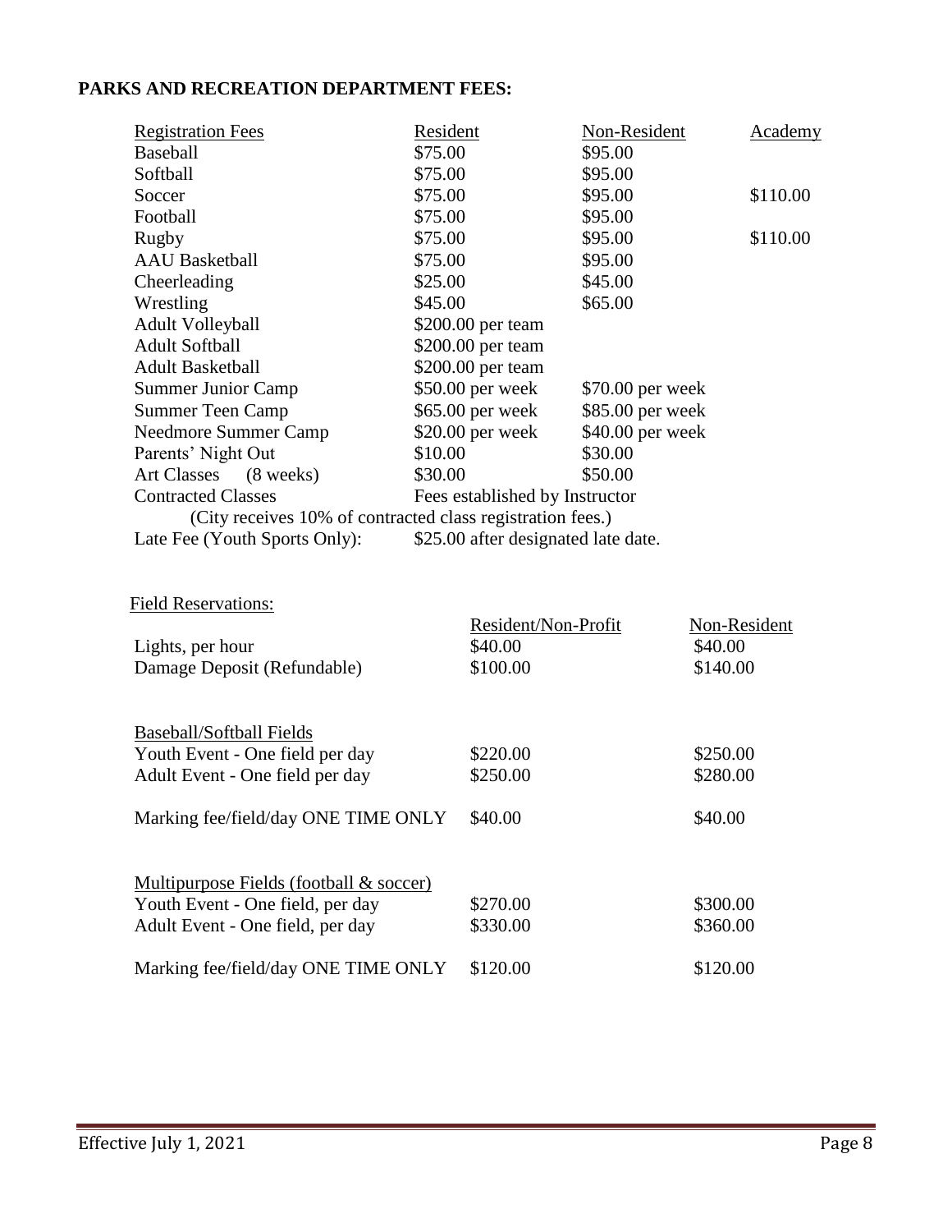**PARKS AND RECREATION DEPARTMENT FEES:**

| Registration Fees | Resident | Non-Resident | Academy |
|---|---|---|---|
| Baseball | $75.00 | $95.00 | |
| Softball | $75.00 | $95.00 | |
| Soccer | $75.00 | $95.00 | $110.00 |
| Football | $75.00 | $95.00 | |
| Rugby | $75.00 | $95.00 | $110.00 |
| AAU Basketball | $75.00 | $95.00 | |
| Cheerleading | $25.00 | $45.00 | |
| Wrestling | $45.00 | $65.00 | |
| Adult Volleyball | $200.00 per team | | |
| Adult Softball | $200.00 per team | | |
| Adult Basketball | $200.00 per team | | |
| Summer Junior Camp | $50.00 per week | $70.00 per week | |
| Summer Teen Camp | $65.00 per week | $85.00 per week | |
| Needmore Summer Camp | $20.00 per week | $40.00 per week | |
| Parents' Night Out | $10.00 | $30.00 | |
| Art Classes (8 weeks) | $30.00 | $50.00 | |
| Contracted Classes | Fees established by Instructor | | |

(City receives 10% of contracted class registration fees.)

Late Fee (Youth Sports Only): $25.00 after designated late date.

Field Reservations:

| | Resident/Non-Profit | Non-Resident |
|---|---|---|
| Lights, per hour | $40.00 | $40.00 |
| Damage Deposit (Refundable) | $100.00 | $140.00 |
| **Baseball/Softball Fields** | | |
| Youth Event - One field per day | $220.00 | $250.00 |
| Adult Event - One field per day | $250.00 | $280.00 |
| Marking fee/field/day ONE TIME ONLY | $40.00 | $40.00 |
| **Multipurpose Fields (football & soccer)** | | |
| Youth Event - One field, per day | $270.00 | $300.00 |
| Adult Event - One field, per day | $330.00 | $360.00 |
| Marking fee/field/day ONE TIME ONLY | $120.00 | $120.00 |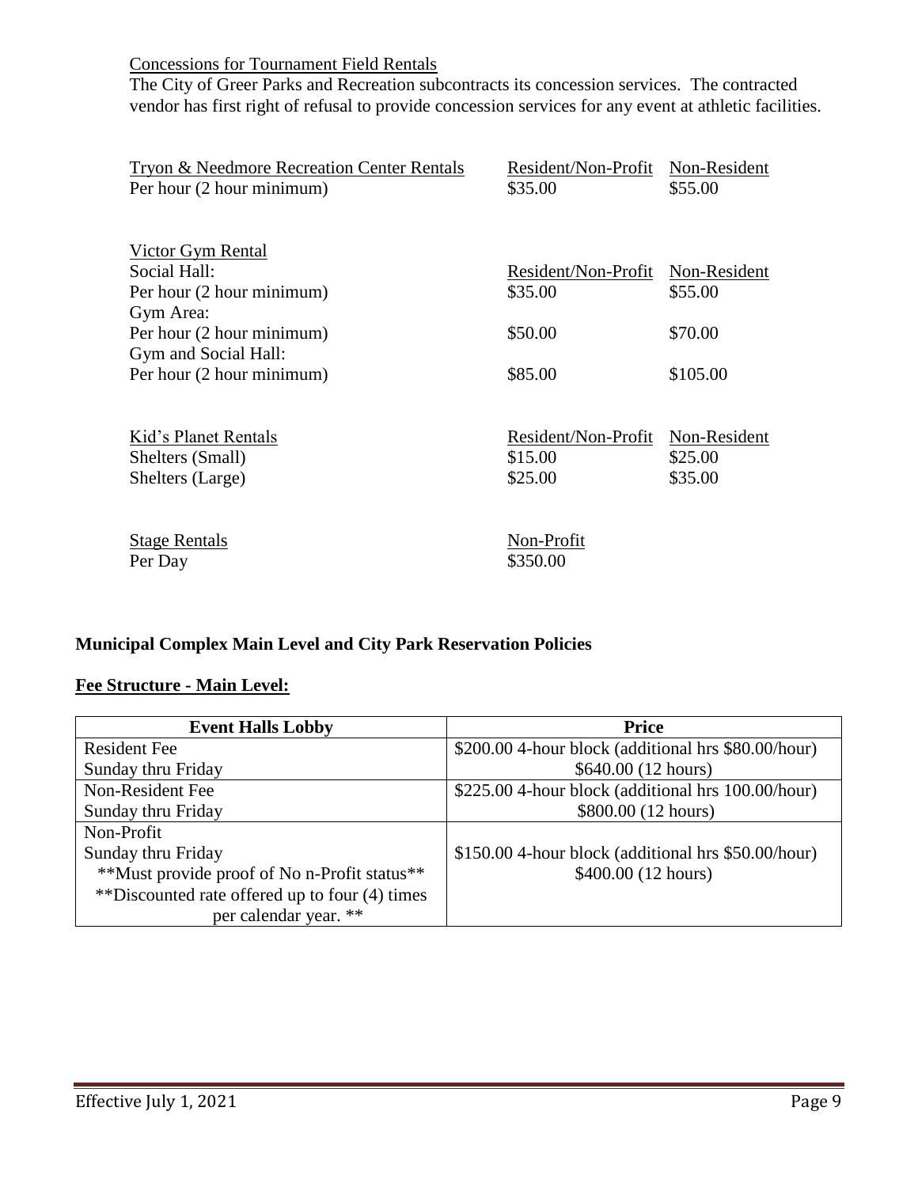Concessions for Tournament Field Rentals

The City of Greer Parks and Recreation subcontracts its concession services. The contracted vendor has first right of refusal to provide concession services for any event at athletic facilities.

| Tryon & Needmore Recreation Center Rentals | Resident/Non-Profit | Non-Resident |
|---|---|---|
| Per hour (2 hour minimum) | $35.00 | $55.00 |

| Victor Gym Rental | Resident/Non-Profit | Non-Resident |
|---|---|---|
| Social Hall: | | |
| Per hour (2 hour minimum) | $35.00 | $55.00 |
| Gym Area: | | |
| Per hour (2 hour minimum) | $50.00 | $70.00 |
| Gym and Social Hall: | | |
| Per hour (2 hour minimum) | $85.00 | $105.00 |

| Kid's Planet Rentals | Resident/Non-Profit | Non-Resident |
|---|---|---|
| Shelters (Small) | $15.00 | $25.00 |
| Shelters (Large) | $25.00 | $35.00 |

| Stage Rentals | Non-Profit |
|---|---|
| Per Day | $350.00 |

**Municipal Complex Main Level and City Park Reservation Policies**

**Fee Structure - Main Level:**

| Event Halls Lobby | Price |
|---|---|
| Resident Fee<br>Sunday thru Friday | $200.00 4-hour block (additional hrs $80.00/hour)<br>$640.00 (12 hours) |
| Non-Resident Fee<br>Sunday thru Friday | $225.00 4-hour block (additional hrs 100.00/hour)<br>$800.00 (12 hours) |
| Non-Profit<br>Sunday thru Friday<br>**Must provide proof of No n-Profit status**<br>**Discounted rate offered up to four (4) times per calendar year. ** | $150.00 4-hour block (additional hrs $50.00/hour)<br>$400.00 (12 hours) |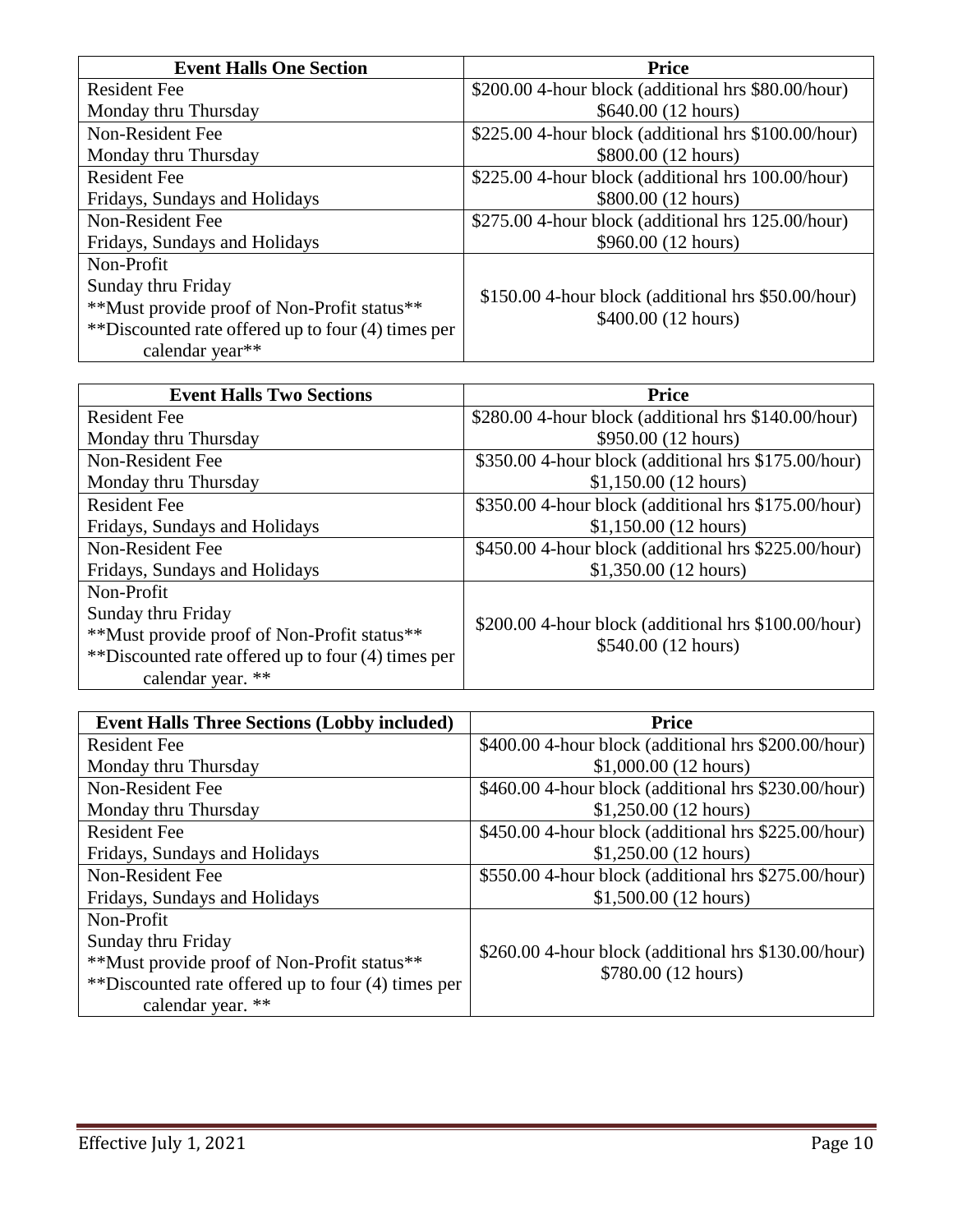| Event Halls One Section | Price |
| --- | --- |
| Resident Fee<br>Monday thru Thursday | $200.00 4-hour block (additional hrs $80.00/hour)<br>$640.00 (12 hours) |
| Non-Resident Fee<br>Monday thru Thursday | $225.00 4-hour block (additional hrs $100.00/hour)<br>$800.00 (12 hours) |
| Resident Fee<br>Fridays, Sundays and Holidays | $225.00 4-hour block (additional hrs 100.00/hour)<br>$800.00 (12 hours) |
| Non-Resident Fee<br>Fridays, Sundays and Holidays | $275.00 4-hour block (additional hrs 125.00/hour)<br>$960.00 (12 hours) |
| Non-Profit<br>Sunday thru Friday<br>**Must provide proof of Non-Profit status**<br>**Discounted rate offered up to four (4) times per calendar year** | $150.00 4-hour block (additional hrs $50.00/hour)<br>$400.00 (12 hours) |

| Event Halls Two Sections | Price |
| --- | --- |
| Resident Fee<br>Monday thru Thursday | $280.00 4-hour block (additional hrs $140.00/hour)<br>$950.00 (12 hours) |
| Non-Resident Fee<br>Monday thru Thursday | $350.00 4-hour block (additional hrs $175.00/hour)<br>$1,150.00 (12 hours) |
| Resident Fee<br>Fridays, Sundays and Holidays | $350.00 4-hour block (additional hrs $175.00/hour)<br>$1,150.00 (12 hours) |
| Non-Resident Fee<br>Fridays, Sundays and Holidays | $450.00 4-hour block (additional hrs $225.00/hour)<br>$1,350.00 (12 hours) |
| Non-Profit<br>Sunday thru Friday<br>**Must provide proof of Non-Profit status**<br>**Discounted rate offered up to four (4) times per calendar year. ** | $200.00 4-hour block (additional hrs $100.00/hour)<br>$540.00 (12 hours) |

| Event Halls Three Sections (Lobby included) | Price |
| --- | --- |
| Resident Fee<br>Monday thru Thursday | $400.00 4-hour block (additional hrs $200.00/hour)<br>$1,000.00 (12 hours) |
| Non-Resident Fee<br>Monday thru Thursday | $460.00 4-hour block (additional hrs $230.00/hour)<br>$1,250.00 (12 hours) |
| Resident Fee<br>Fridays, Sundays and Holidays | $450.00 4-hour block (additional hrs $225.00/hour)<br>$1,250.00 (12 hours) |
| Non-Resident Fee<br>Fridays, Sundays and Holidays | $550.00 4-hour block (additional hrs $275.00/hour)<br>$1,500.00 (12 hours) |
| Non-Profit<br>Sunday thru Friday<br>**Must provide proof of Non-Profit status**<br>**Discounted rate offered up to four (4) times per calendar year. ** | $260.00 4-hour block (additional hrs $130.00/hour)<br>$780.00 (12 hours) |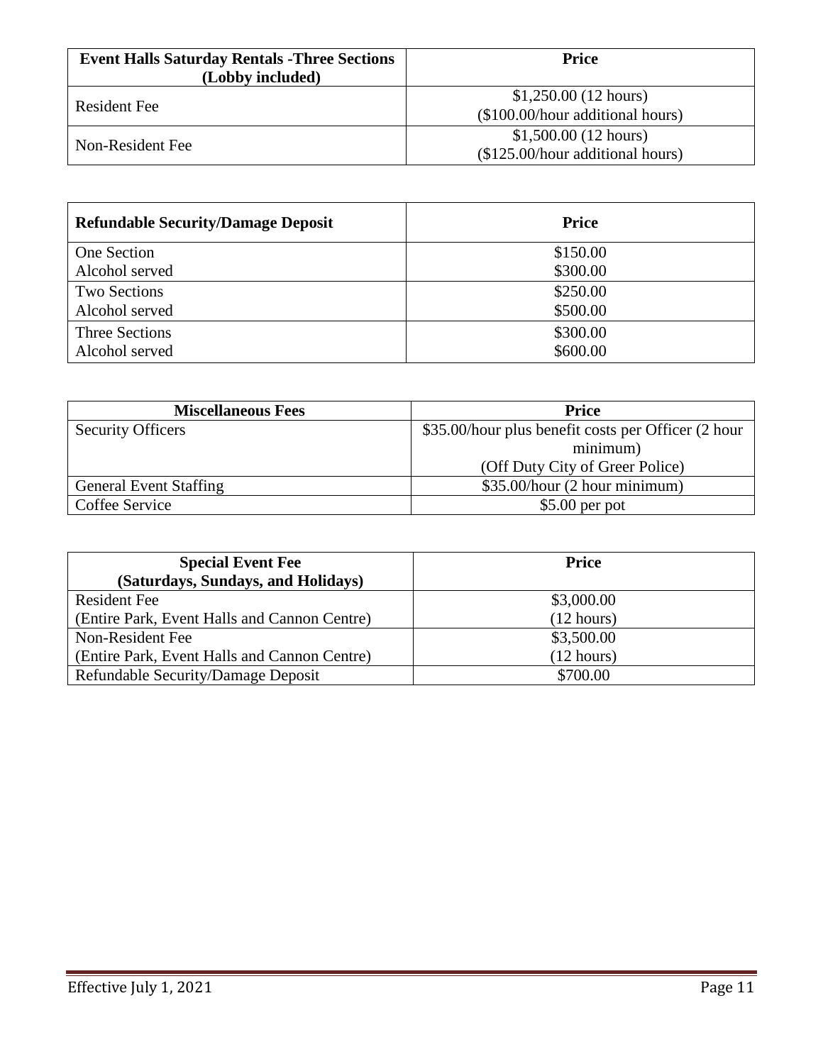| Event Halls Saturday Rentals -Three Sections (Lobby included) | Price |
|---|---|
| Resident Fee | $1,250.00 (12 hours)<br>($100.00/hour additional hours) |
| Non-Resident Fee | $1,500.00 (12 hours)<br>($125.00/hour additional hours) |

| Refundable Security/Damage Deposit | Price |
|---|---|
| One Section<br>Alcohol served | $150.00<br>$300.00 |
| Two Sections<br>Alcohol served | $250.00<br>$500.00 |
| Three Sections<br>Alcohol served | $300.00<br>$600.00 |

| Miscellaneous Fees | Price |
|---|---|
| Security Officers | $35.00/hour plus benefit costs per Officer (2 hour minimum)<br>(Off Duty City of Greer Police) |
| General Event Staffing | $35.00/hour (2 hour minimum) |
| Coffee Service | $5.00 per pot |

| Special Event Fee (Saturdays, Sundays, and Holidays) | Price |
|---|---|
| Resident Fee<br>(Entire Park, Event Halls and Cannon Centre) | $3,000.00<br>(12 hours) |
| Non-Resident Fee<br>(Entire Park, Event Halls and Cannon Centre) | $3,500.00<br>(12 hours) |
| Refundable Security/Damage Deposit | $700.00 |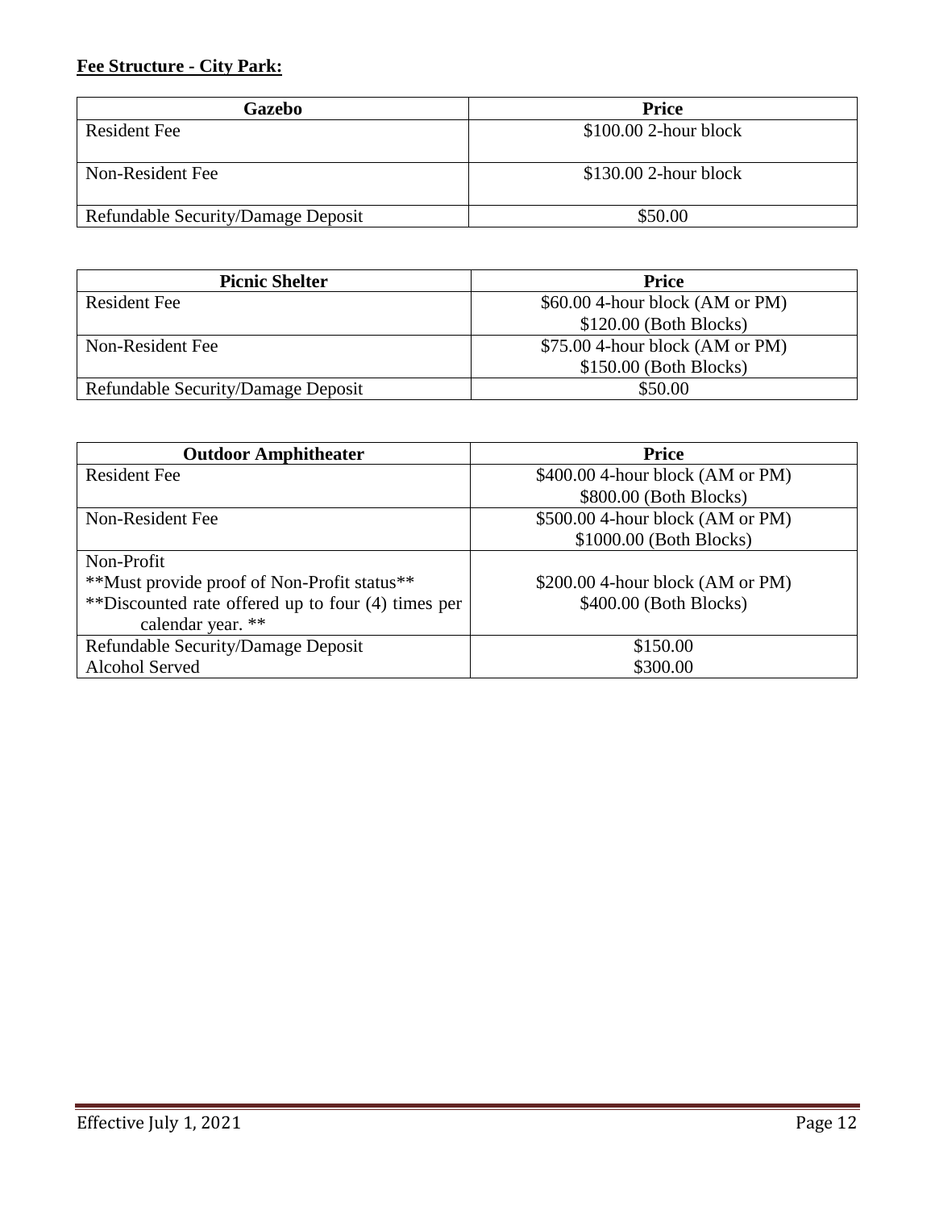**Fee Structure - City Park:**

| Gazebo | Price |
|---|---|
| Resident Fee | $100.00 2-hour block |
| Non-Resident Fee | $130.00 2-hour block |
| Refundable Security/Damage Deposit | $50.00 |

| Picnic Shelter | Price |
|---|---|
| Resident Fee | $60.00 4-hour block (AM or PM)<br>$120.00 (Both Blocks) |
| Non-Resident Fee | $75.00 4-hour block (AM or PM)<br>$150.00 (Both Blocks) |
| Refundable Security/Damage Deposit | $50.00 |

| Outdoor Amphitheater | Price |
|---|---|
| Resident Fee | $400.00 4-hour block (AM or PM)<br>$800.00 (Both Blocks) |
| Non-Resident Fee | $500.00 4-hour block (AM or PM)<br>$1000.00 (Both Blocks) |
| Non-Profit<br>**Must provide proof of Non-Profit status**<br>**Discounted rate offered up to four (4) times per calendar year. ** | $200.00 4-hour block (AM or PM)<br>$400.00 (Both Blocks) |
| Refundable Security/Damage Deposit<br>Alcohol Served | $150.00<br>$300.00 |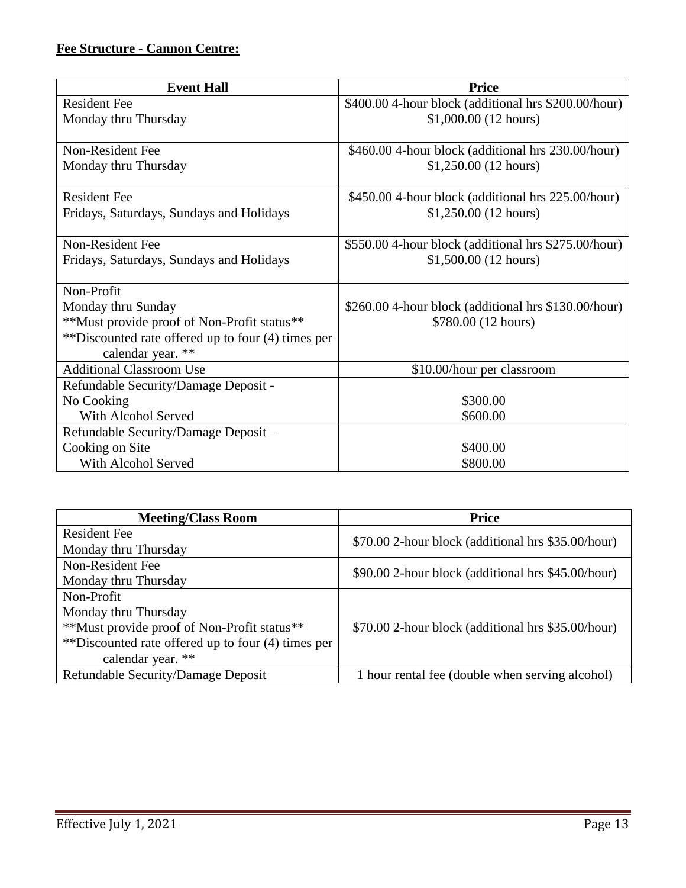**Fee Structure - Cannon Centre:**

| Event Hall | Price |
|---|---|
| Resident Fee<br>Monday thru Thursday | \$400.00 4-hour block (additional hrs \$200.00/hour)<br>\$1,000.00 (12 hours) |
| Non-Resident Fee<br>Monday thru Thursday | \$460.00 4-hour block (additional hrs 230.00/hour)<br>\$1,250.00 (12 hours) |
| Resident Fee<br>Fridays, Saturdays, Sundays and Holidays | \$450.00 4-hour block (additional hrs 225.00/hour)<br>\$1,250.00 (12 hours) |
| Non-Resident Fee<br>Fridays, Saturdays, Sundays and Holidays | \$550.00 4-hour block (additional hrs \$275.00/hour)<br>\$1,500.00 (12 hours) |
| Non-Profit<br>Monday thru Sunday<br>**Must provide proof of Non-Profit status**<br>**Discounted rate offered up to four (4) times per calendar year. ** | \$260.00 4-hour block (additional hrs \$130.00/hour)<br>\$780.00 (12 hours) |
| Additional Classroom Use | \$10.00/hour per classroom |
| Refundable Security/Damage Deposit -<br>No Cooking<br>With Alcohol Served | <br>\$300.00<br>\$600.00 |
| Refundable Security/Damage Deposit –<br>Cooking on Site<br>With Alcohol Served | <br>\$400.00<br>\$800.00 |

| Meeting/Class Room | Price |
|---|---|
| Resident Fee<br>Monday thru Thursday | \$70.00 2-hour block (additional hrs \$35.00/hour) |
| Non-Resident Fee<br>Monday thru Thursday | \$90.00 2-hour block (additional hrs \$45.00/hour) |
| Non-Profit<br>Monday thru Thursday<br>**Must provide proof of Non-Profit status**<br>**Discounted rate offered up to four (4) times per calendar year. ** | \$70.00 2-hour block (additional hrs \$35.00/hour) |
| Refundable Security/Damage Deposit | 1 hour rental fee (double when serving alcohol) |

Effective July 1, 2021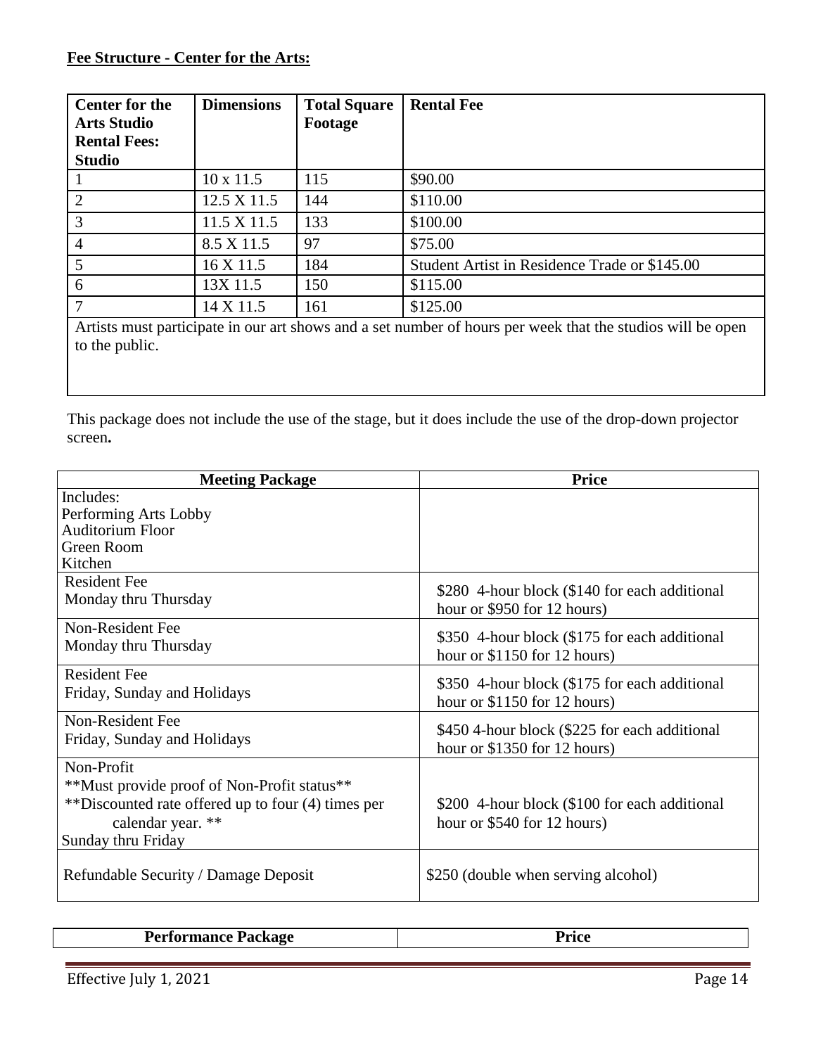**Fee Structure - Center for the Arts:**

| Center for the Arts Studio Rental Fees: Studio | Dimensions | Total Square Footage | Rental Fee |
|---|---|---|---|
| 1 | 10 x 11.5 | 115 | $90.00 |
| 2 | 12.5 X 11.5 | 144 | $110.00 |
| 3 | 11.5 X 11.5 | 133 | $100.00 |
| 4 | 8.5 X 11.5 | 97 | $75.00 |
| 5 | 16 X 11.5 | 184 | Student Artist in Residence Trade or $145.00 |
| 6 | 13X 11.5 | 150 | $115.00 |
| 7 | 14 X 11.5 | 161 | $125.00 |
| Artists must participate in our art shows and a set number of hours per week that the studios will be open to the public. | | | |

This package does not include the use of the stage, but it does include the use of the drop-down projector screen**.**

| Meeting Package | Price |
|---|---|
| Includes:<br>Performing Arts Lobby<br>Auditorium Floor<br>Green Room<br>Kitchen | |
| Resident Fee<br>Monday thru Thursday | $280 4-hour block ($140 for each additional hour or $950 for 12 hours) |
| Non-Resident Fee<br>Monday thru Thursday | $350 4-hour block ($175 for each additional hour or $1150 for 12 hours) |
| Resident Fee<br>Friday, Sunday and Holidays | $350 4-hour block ($175 for each additional hour or $1150 for 12 hours) |
| Non-Resident Fee<br>Friday, Sunday and Holidays | $450 4-hour block ($225 for each additional hour or $1350 for 12 hours) |
| Non-Profit<br>**Must provide proof of Non-Profit status**<br>**Discounted rate offered up to four (4) times per calendar year. **<br>Sunday thru Friday | $200 4-hour block ($100 for each additional hour or $540 for 12 hours) |
| Refundable Security / Damage Deposit | $250 (double when serving alcohol) |

| Performance Package | Price |
|---|---|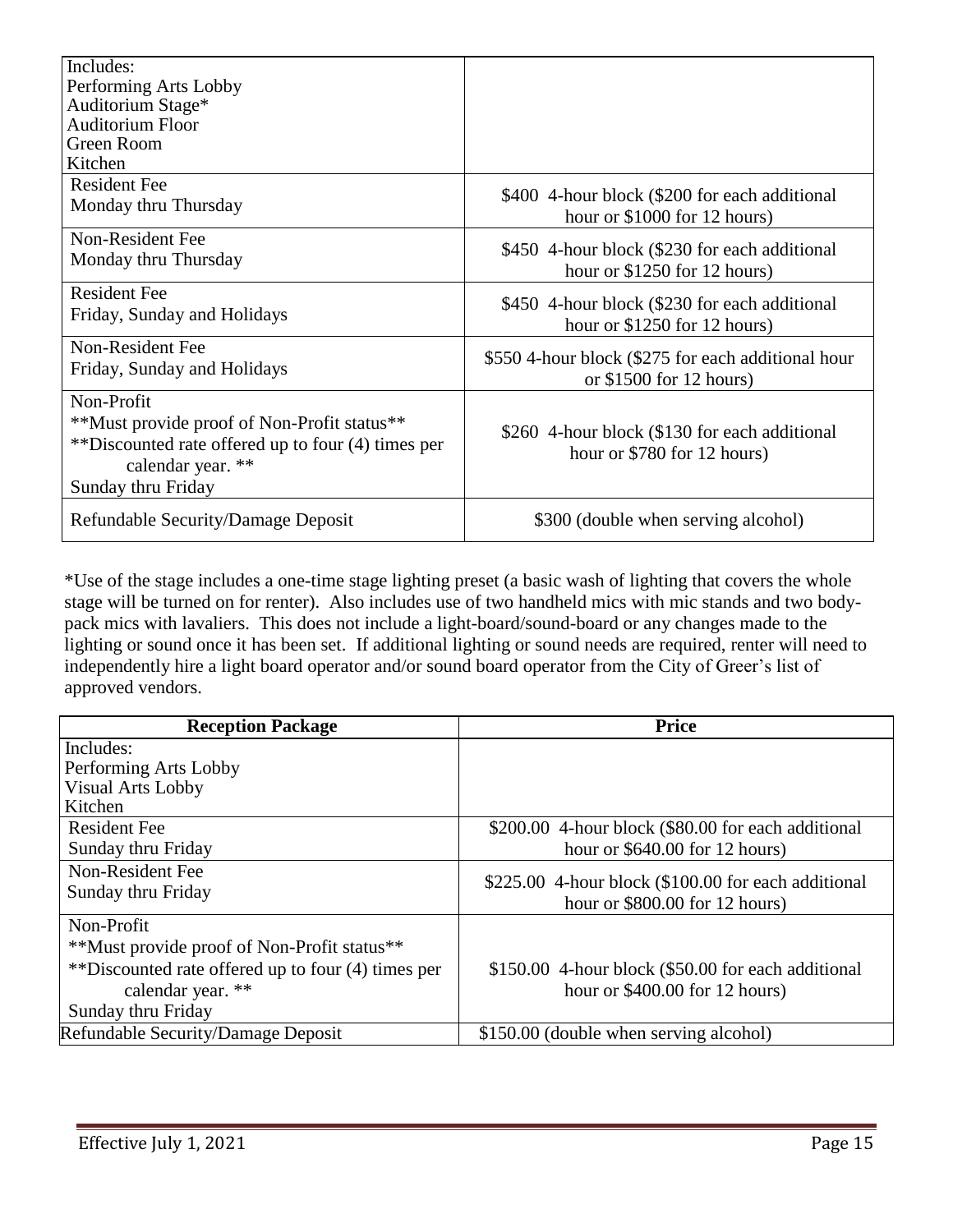| Includes:<br>Performing Arts Lobby<br>Auditorium Stage*<br>Auditorium Floor<br>Green Room<br>Kitchen | |
|---|---|
| Resident Fee<br>Monday thru Thursday | \$400 4-hour block (\$200 for each additional hour or \$1000 for 12 hours) |
| Non-Resident Fee<br>Monday thru Thursday | \$450 4-hour block (\$230 for each additional hour or \$1250 for 12 hours) |
| Resident Fee<br>Friday, Sunday and Holidays | \$450 4-hour block (\$230 for each additional hour or \$1250 for 12 hours) |
| Non-Resident Fee<br>Friday, Sunday and Holidays | \$550 4-hour block (\$275 for each additional hour or \$1500 for 12 hours) |
| Non-Profit<br>**Must provide proof of Non-Profit status**<br>**Discounted rate offered up to four (4) times per calendar year. **<br>Sunday thru Friday | \$260 4-hour block (\$130 for each additional hour or \$780 for 12 hours) |
| Refundable Security/Damage Deposit | \$300 (double when serving alcohol) |

*Use of the stage includes a one-time stage lighting preset (a basic wash of lighting that covers the whole stage will be turned on for renter). Also includes use of two handheld mics with mic stands and two body-pack mics with lavaliers. This does not include a light-board/sound-board or any changes made to the lighting or sound once it has been set. If additional lighting or sound needs are required, renter will need to independently hire a light board operator and/or sound board operator from the City of Greer's list of approved vendors.

| Reception Package | Price |
|---|---|
| Includes:<br>Performing Arts Lobby<br>Visual Arts Lobby<br>Kitchen | |
| Resident Fee<br>Sunday thru Friday | \$200.00 4-hour block (\$80.00 for each additional hour or \$640.00 for 12 hours) |
| Non-Resident Fee<br>Sunday thru Friday | \$225.00 4-hour block (\$100.00 for each additional hour or \$800.00 for 12 hours) |
| Non-Profit<br>**Must provide proof of Non-Profit status**<br>**Discounted rate offered up to four (4) times per calendar year. **<br>Sunday thru Friday | \$150.00 4-hour block (\$50.00 for each additional hour or \$400.00 for 12 hours) |
| Refundable Security/Damage Deposit | \$150.00 (double when serving alcohol) |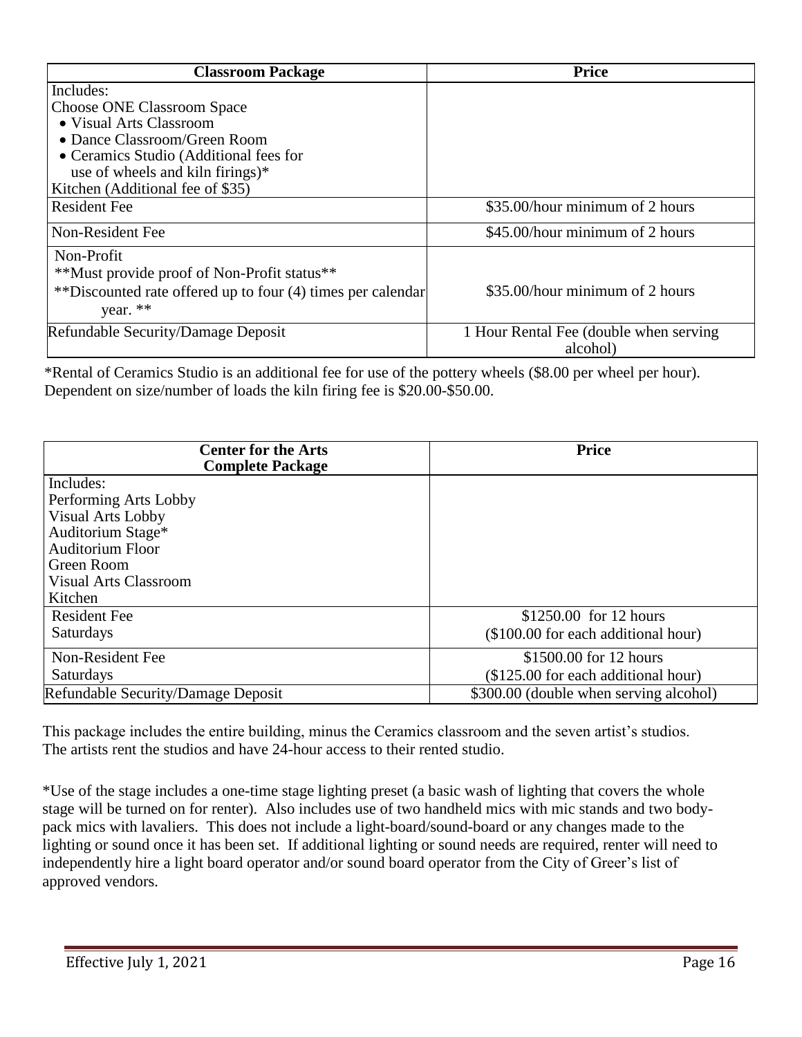| Classroom Package | Price |
|---|---|
| Includes:<br>Choose ONE Classroom Space<br>• Visual Arts Classroom<br>• Dance Classroom/Green Room<br>• Ceramics Studio (Additional fees for use of wheels and kiln firings)*<br>Kitchen (Additional fee of $35) | |
| Resident Fee | $35.00/hour minimum of 2 hours |
| Non-Resident Fee | $45.00/hour minimum of 2 hours |
| Non-Profit<br>**Must provide proof of Non-Profit status**<br>**Discounted rate offered up to four (4) times per calendar year. ** | $35.00/hour minimum of 2 hours |
| Refundable Security/Damage Deposit | 1 Hour Rental Fee (double when serving alcohol) |

*Rental of Ceramics Studio is an additional fee for use of the pottery wheels ($8.00 per wheel per hour). Dependent on size/number of loads the kiln firing fee is $20.00-$50.00.

| Center for the Arts Complete Package | Price |
|---|---|
| Includes:<br>Performing Arts Lobby<br>Visual Arts Lobby<br>Auditorium Stage*<br>Auditorium Floor<br>Green Room<br>Visual Arts Classroom<br>Kitchen | |
| Resident Fee<br>Saturdays | $1250.00 for 12 hours<br>($100.00 for each additional hour) |
| Non-Resident Fee<br>Saturdays | $1500.00 for 12 hours<br>($125.00 for each additional hour) |
| Refundable Security/Damage Deposit | $300.00 (double when serving alcohol) |

This package includes the entire building, minus the Ceramics classroom and the seven artist's studios. The artists rent the studios and have 24-hour access to their rented studio.

*Use of the stage includes a one-time stage lighting preset (a basic wash of lighting that covers the whole stage will be turned on for renter). Also includes use of two handheld mics with mic stands and two body-pack mics with lavaliers. This does not include a light-board/sound-board or any changes made to the lighting or sound once it has been set. If additional lighting or sound needs are required, renter will need to independently hire a light board operator and/or sound board operator from the City of Greer's list of approved vendors.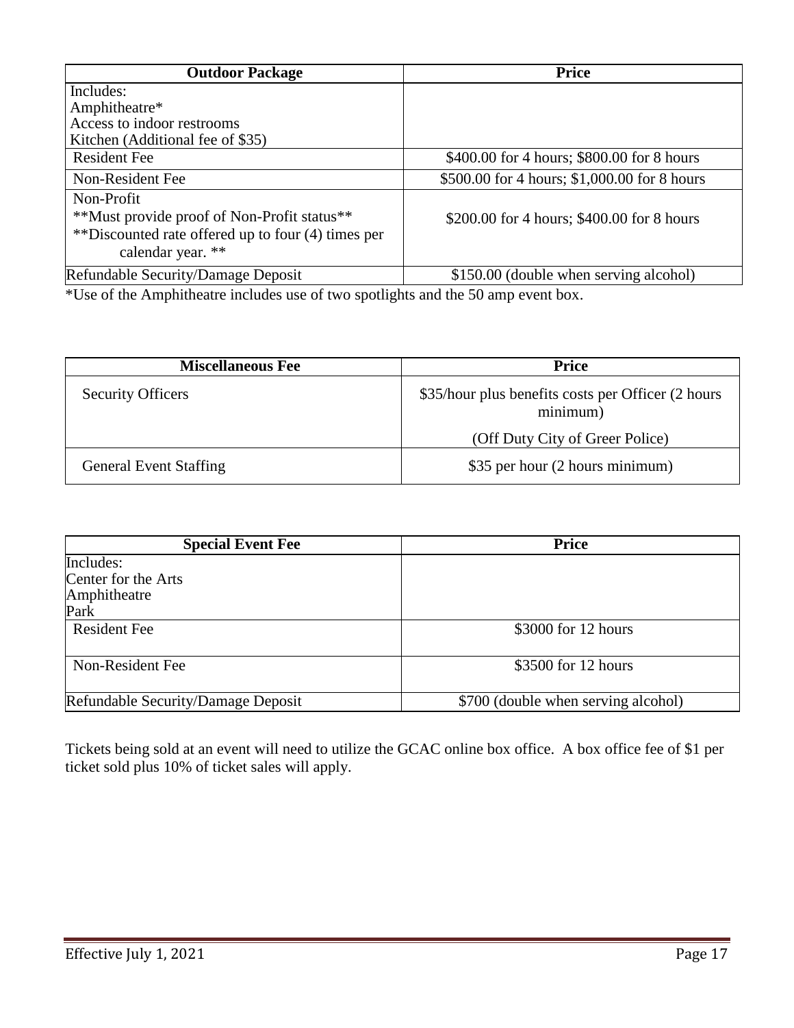| Outdoor Package | Price |
| --- | --- |
| Includes:<br>Amphitheatre*<br>Access to indoor restrooms<br>Kitchen (Additional fee of $35) | |
| Resident Fee | $400.00 for 4 hours; $800.00 for 8 hours |
| Non-Resident Fee | $500.00 for 4 hours; $1,000.00 for 8 hours |
| Non-Profit<br>**Must provide proof of Non-Profit status**<br>**Discounted rate offered up to four (4) times per calendar year. ** | $200.00 for 4 hours; $400.00 for 8 hours |
| Refundable Security/Damage Deposit | $150.00 (double when serving alcohol) |

*Use of the Amphitheatre includes use of two spotlights and the 50 amp event box.

| Miscellaneous Fee | Price |
| --- | --- |
| Security Officers | $35/hour plus benefits costs per Officer (2 hours minimum)<br>(Off Duty City of Greer Police) |
| General Event Staffing | $35 per hour (2 hours minimum) |

| Special Event Fee | Price |
| --- | --- |
| Includes:<br>Center for the Arts<br>Amphitheatre<br>Park | |
| Resident Fee | $3000 for 12 hours |
| Non-Resident Fee | $3500 for 12 hours |
| Refundable Security/Damage Deposit | $700 (double when serving alcohol) |

Tickets being sold at an event will need to utilize the GCAC online box office. A box office fee of $1 per ticket sold plus 10% of ticket sales will apply.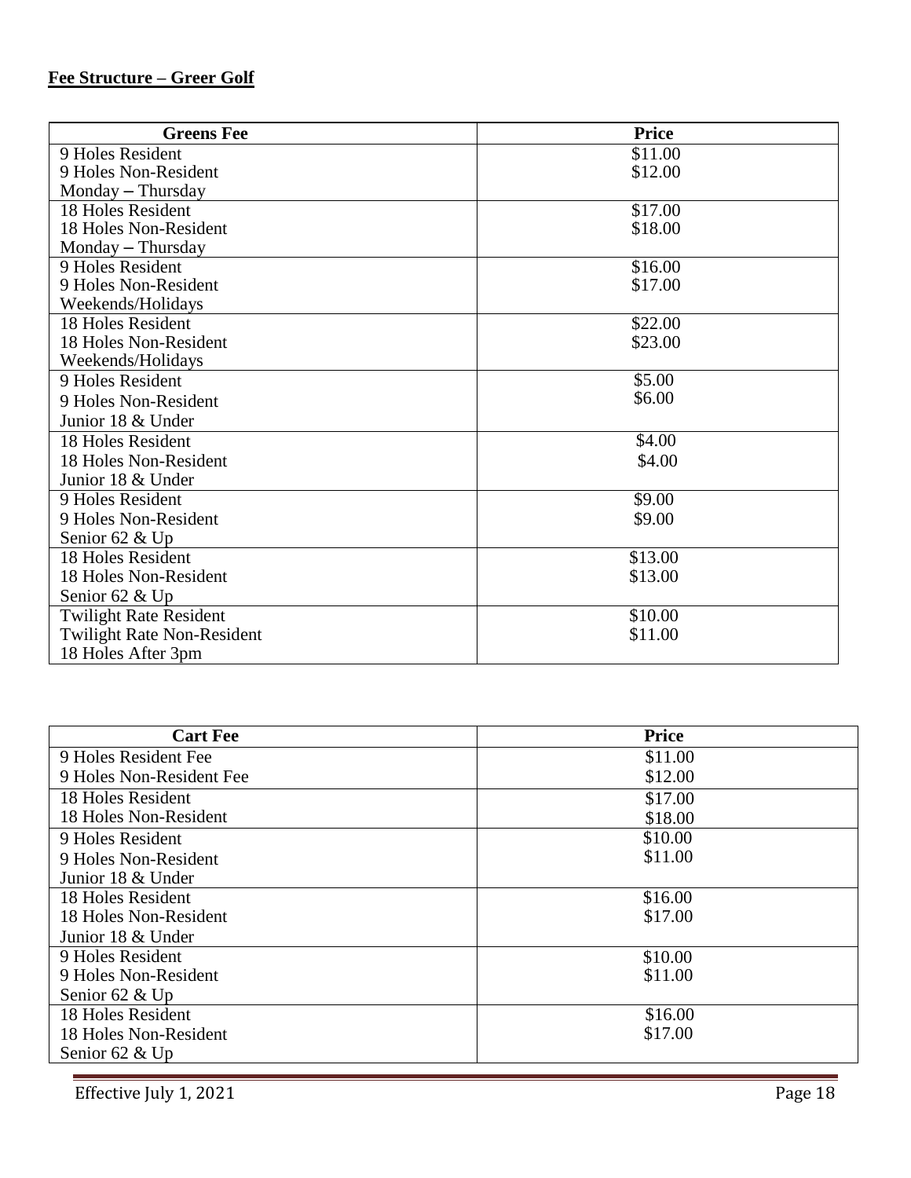**Fee Structure – Greer Golf**

| Greens Fee | Price |
|---|---|
| 9 Holes Resident<br>9 Holes Non-Resident<br>Monday – Thursday | \$11.00<br>\$12.00 |
| 18 Holes Resident<br>18 Holes Non-Resident<br>Monday – Thursday | \$17.00<br>\$18.00 |
| 9 Holes Resident<br>9 Holes Non-Resident<br>Weekends/Holidays | \$16.00<br>\$17.00 |
| 18 Holes Resident<br>18 Holes Non-Resident<br>Weekends/Holidays | \$22.00<br>\$23.00 |
| 9 Holes Resident<br>9 Holes Non-Resident<br>Junior 18 & Under | \$5.00<br>\$6.00 |
| 18 Holes Resident<br>18 Holes Non-Resident<br>Junior 18 & Under | \$4.00<br>\$4.00 |
| 9 Holes Resident<br>9 Holes Non-Resident<br>Senior 62 & Up | \$9.00<br>\$9.00 |
| 18 Holes Resident<br>18 Holes Non-Resident<br>Senior 62 & Up | \$13.00<br>\$13.00 |
| Twilight Rate Resident<br>Twilight Rate Non-Resident<br>18 Holes After 3pm | \$10.00<br>\$11.00 |

| Cart Fee | Price |
|---|---|
| 9 Holes Resident Fee<br>9 Holes Non-Resident Fee | \$11.00<br>\$12.00 |
| 18 Holes Resident<br>18 Holes Non-Resident | \$17.00<br>\$18.00 |
| 9 Holes Resident<br>9 Holes Non-Resident<br>Junior 18 & Under | \$10.00<br>\$11.00 |
| 18 Holes Resident<br>18 Holes Non-Resident<br>Junior 18 & Under | \$16.00<br>\$17.00 |
| 9 Holes Resident<br>9 Holes Non-Resident<br>Senior 62 & Up | \$10.00<br>\$11.00 |
| 18 Holes Resident<br>18 Holes Non-Resident<br>Senior 62 & Up | \$16.00<br>\$17.00 |

Effective July 1, 2021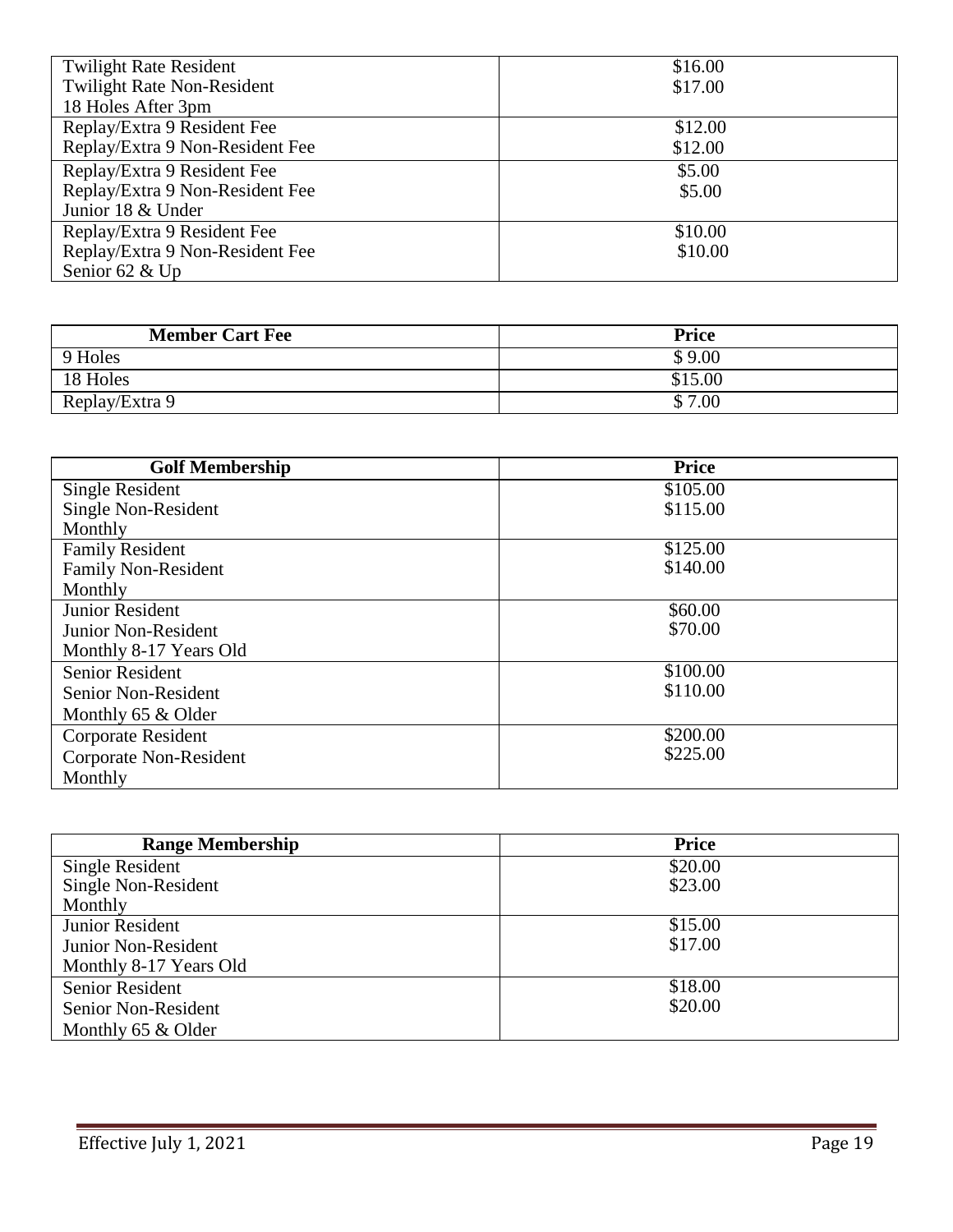| | |
|---|---|
| Twilight Rate Resident<br>Twilight Rate Non-Resident<br>18 Holes After 3pm | \$16.00<br>\$17.00 |
| Replay/Extra 9 Resident Fee<br>Replay/Extra 9 Non-Resident Fee | \$12.00<br>\$12.00 |
| Replay/Extra 9 Resident Fee<br>Replay/Extra 9 Non-Resident Fee<br>Junior 18 & Under | \$5.00<br>\$5.00 |
| Replay/Extra 9 Resident Fee<br>Replay/Extra 9 Non-Resident Fee<br>Senior 62 & Up | \$10.00<br>\$10.00 |

| Member Cart Fee | Price |
|---|---|
| 9 Holes | \$ 9.00 |
| 18 Holes | \$15.00 |
| Replay/Extra 9 | \$ 7.00 |

| Golf Membership | Price |
|---|---|
| Single Resident<br>Single Non-Resident<br>Monthly | \$105.00<br>\$115.00 |
| Family Resident<br>Family Non-Resident<br>Monthly | \$125.00<br>\$140.00 |
| Junior Resident<br>Junior Non-Resident<br>Monthly 8-17 Years Old | \$60.00<br>\$70.00 |
| Senior Resident<br>Senior Non-Resident<br>Monthly 65 & Older | \$100.00<br>\$110.00 |
| Corporate Resident<br>Corporate Non-Resident<br>Monthly | \$200.00<br>\$225.00 |

| Range Membership | Price |
|---|---|
| Single Resident<br>Single Non-Resident<br>Monthly | \$20.00<br>\$23.00 |
| Junior Resident<br>Junior Non-Resident<br>Monthly 8-17 Years Old | \$15.00<br>\$17.00 |
| Senior Resident<br>Senior Non-Resident<br>Monthly 65 & Older | \$18.00<br>\$20.00 |

Effective July 1, 2021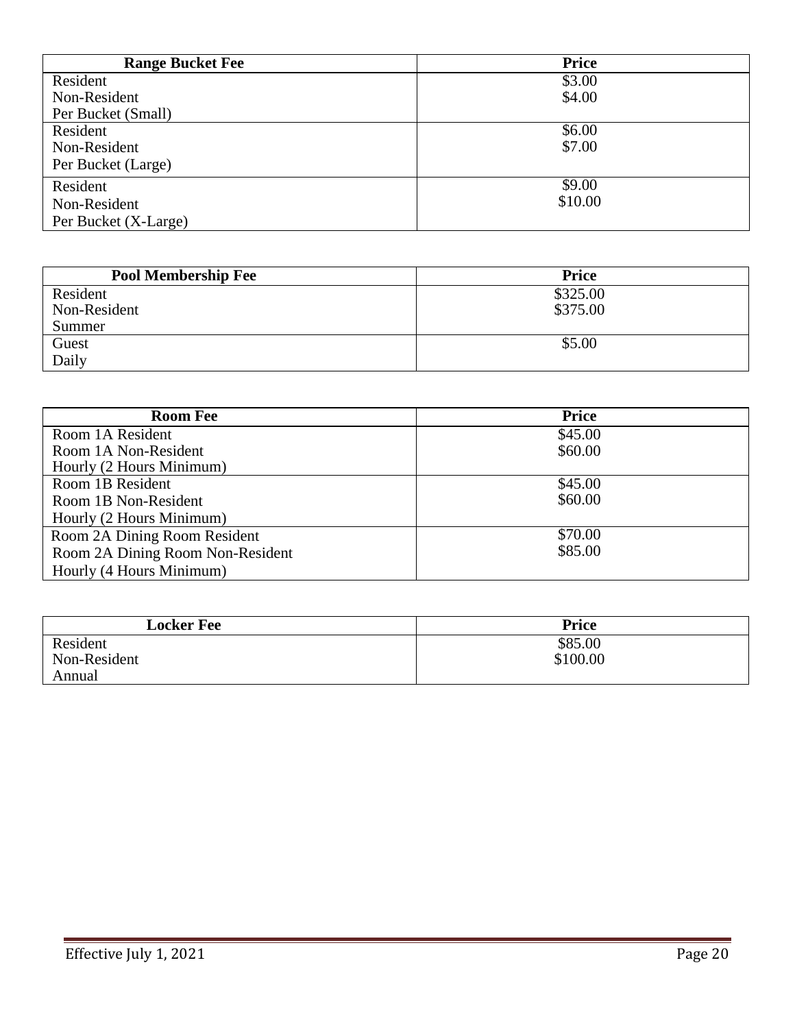| Range Bucket Fee | Price |
|---|---|
| Resident<br>Non-Resident<br>Per Bucket (Small) | $3.00<br>$4.00 |
| Resident<br>Non-Resident<br>Per Bucket (Large) | $6.00<br>$7.00 |
| Resident<br>Non-Resident<br>Per Bucket (X-Large) | $9.00<br>$10.00 |

| Pool Membership Fee | Price |
|---|---|
| Resident<br>Non-Resident<br>Summer | $325.00<br>$375.00 |
| Guest<br>Daily | $5.00 |

| Room Fee | Price |
|---|---|
| Room 1A Resident<br>Room 1A Non-Resident<br>Hourly (2 Hours Minimum) | $45.00<br>$60.00 |
| Room 1B Resident<br>Room 1B Non-Resident<br>Hourly (2 Hours Minimum) | $45.00<br>$60.00 |
| Room 2A Dining Room Resident<br>Room 2A Dining Room Non-Resident<br>Hourly (4 Hours Minimum) | $70.00<br>$85.00 |

| Locker Fee | Price |
|---|---|
| Resident<br>Non-Resident<br>Annual | $85.00<br>$100.00 |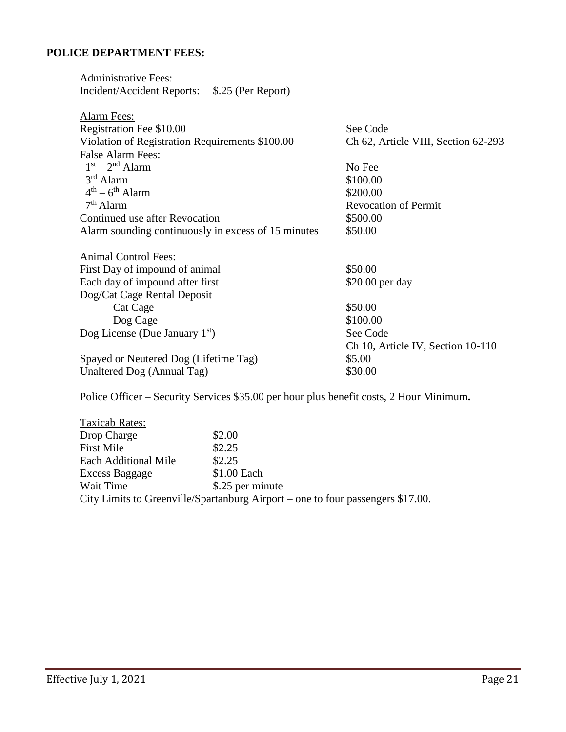**POLICE DEPARTMENT FEES:**

Administrative Fees:
Incident/Accident Reports: $.25 (Per Report)

| Alarm Fees: | |
|---|---|
| Registration Fee $10.00 | See Code |
| Violation of Registration Requirements $100.00 | Ch 62, Article VIII, Section 62-293 |
| False Alarm Fees: | |
| 1st – 2nd Alarm | No Fee |
| 3rd Alarm | $100.00 |
| 4th – 6th Alarm | $200.00 |
| 7th Alarm | Revocation of Permit |
| Continued use after Revocation | $500.00 |
| Alarm sounding continuously in excess of 15 minutes | $50.00 |

| Animal Control Fees: | |
|---|---|
| First Day of impound of animal | $50.00 |
| Each day of impound after first | $20.00 per day |
| Dog/Cat Cage Rental Deposit | |
| Cat Cage | $50.00 |
| Dog Cage | $100.00 |
| Dog License (Due January 1st) | See Code<br>Ch 10, Article IV, Section 10-110 |
| Spayed or Neutered Dog (Lifetime Tag) | $5.00 |
| Unaltered Dog (Annual Tag) | $30.00 |

Police Officer – Security Services $35.00 per hour plus benefit costs, 2 Hour Minimum**.**

| Taxicab Rates: | |
|---|---|
| Drop Charge | $2.00 |
| First Mile | $2.25 |
| Each Additional Mile | $2.25 |
| Excess Baggage | $1.00 Each |
| Wait Time | $.25 per minute |

City Limits to Greenville/Spartanburg Airport – one to four passengers $17.00.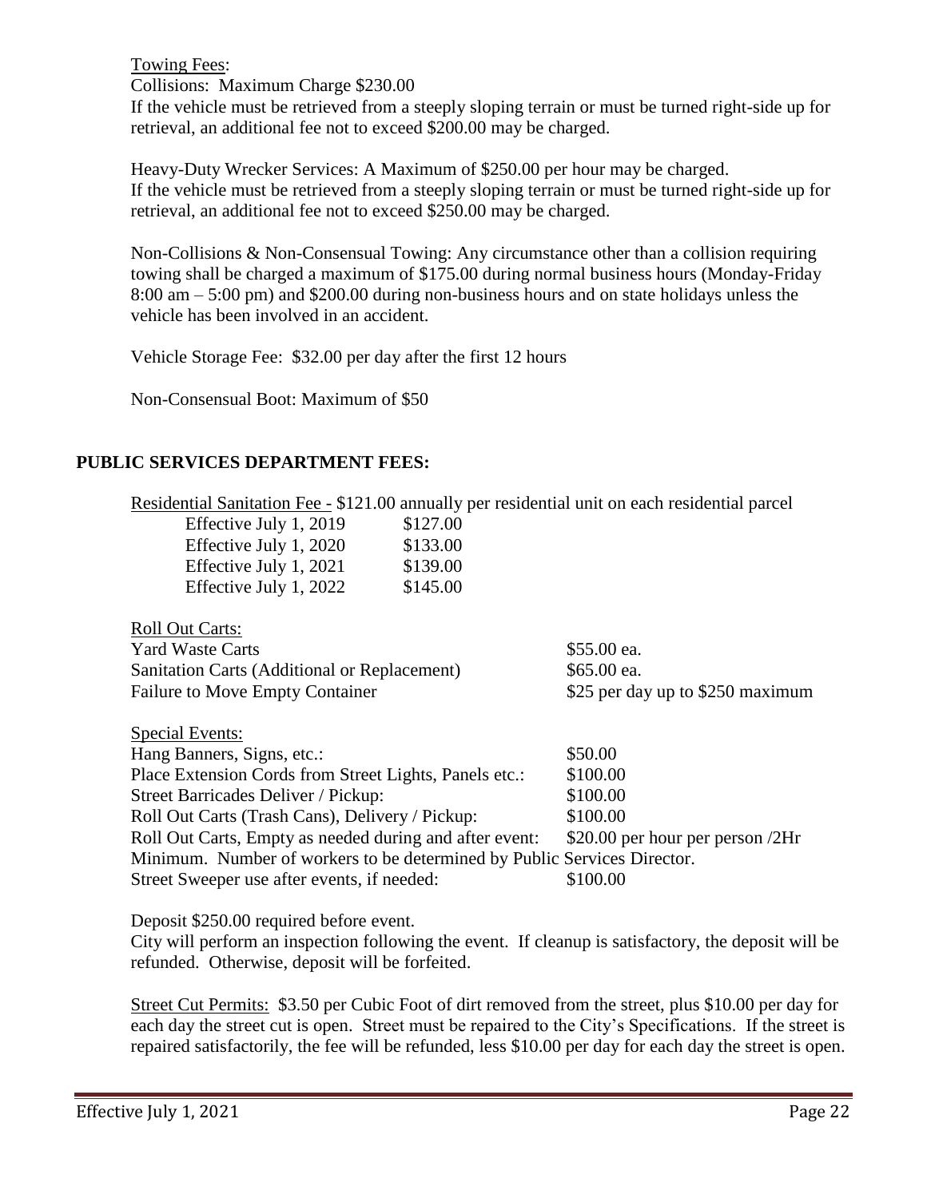Towing Fees:

Collisions: Maximum Charge $230.00

If the vehicle must be retrieved from a steeply sloping terrain or must be turned right-side up for retrieval, an additional fee not to exceed $200.00 may be charged.

Heavy-Duty Wrecker Services: A Maximum of $250.00 per hour may be charged.
If the vehicle must be retrieved from a steeply sloping terrain or must be turned right-side up for retrieval, an additional fee not to exceed $250.00 may be charged.

Non-Collisions & Non-Consensual Towing: Any circumstance other than a collision requiring towing shall be charged a maximum of $175.00 during normal business hours (Monday-Friday 8:00 am – 5:00 pm) and $200.00 during non-business hours and on state holidays unless the vehicle has been involved in an accident.

Vehicle Storage Fee: $32.00 per day after the first 12 hours

Non-Consensual Boot: Maximum of $50

## PUBLIC SERVICES DEPARTMENT FEES:

Residential Sanitation Fee - $121.00 annually per residential unit on each residential parcel

| | |
|---|---|
| Effective July 1, 2019 | $127.00 |
| Effective July 1, 2020 | $133.00 |
| Effective July 1, 2021 | $139.00 |
| Effective July 1, 2022 | $145.00 |

Roll Out Carts:

| | |
|---|---|
| Yard Waste Carts | $55.00 ea. |
| Sanitation Carts (Additional or Replacement) | $65.00 ea. |
| Failure to Move Empty Container | $25 per day up to $250 maximum |

Special Events:

| | |
|---|---|
| Hang Banners, Signs, etc.: | $50.00 |
| Place Extension Cords from Street Lights, Panels etc.: | $100.00 |
| Street Barricades Deliver / Pickup: | $100.00 |
| Roll Out Carts (Trash Cans), Delivery / Pickup: | $100.00 |
| Roll Out Carts, Empty as needed during and after event: | $20.00 per hour per person /2Hr |

Minimum. Number of workers to be determined by Public Services Director.

| | |
|---|---|
| Street Sweeper use after events, if needed: | $100.00 |

Deposit $250.00 required before event.

City will perform an inspection following the event. If cleanup is satisfactory, the deposit will be refunded. Otherwise, deposit will be forfeited.

Street Cut Permits: $3.50 per Cubic Foot of dirt removed from the street, plus $10.00 per day for each day the street cut is open. Street must be repaired to the City's Specifications. If the street is repaired satisfactorily, the fee will be refunded, less $10.00 per day for each day the street is open.